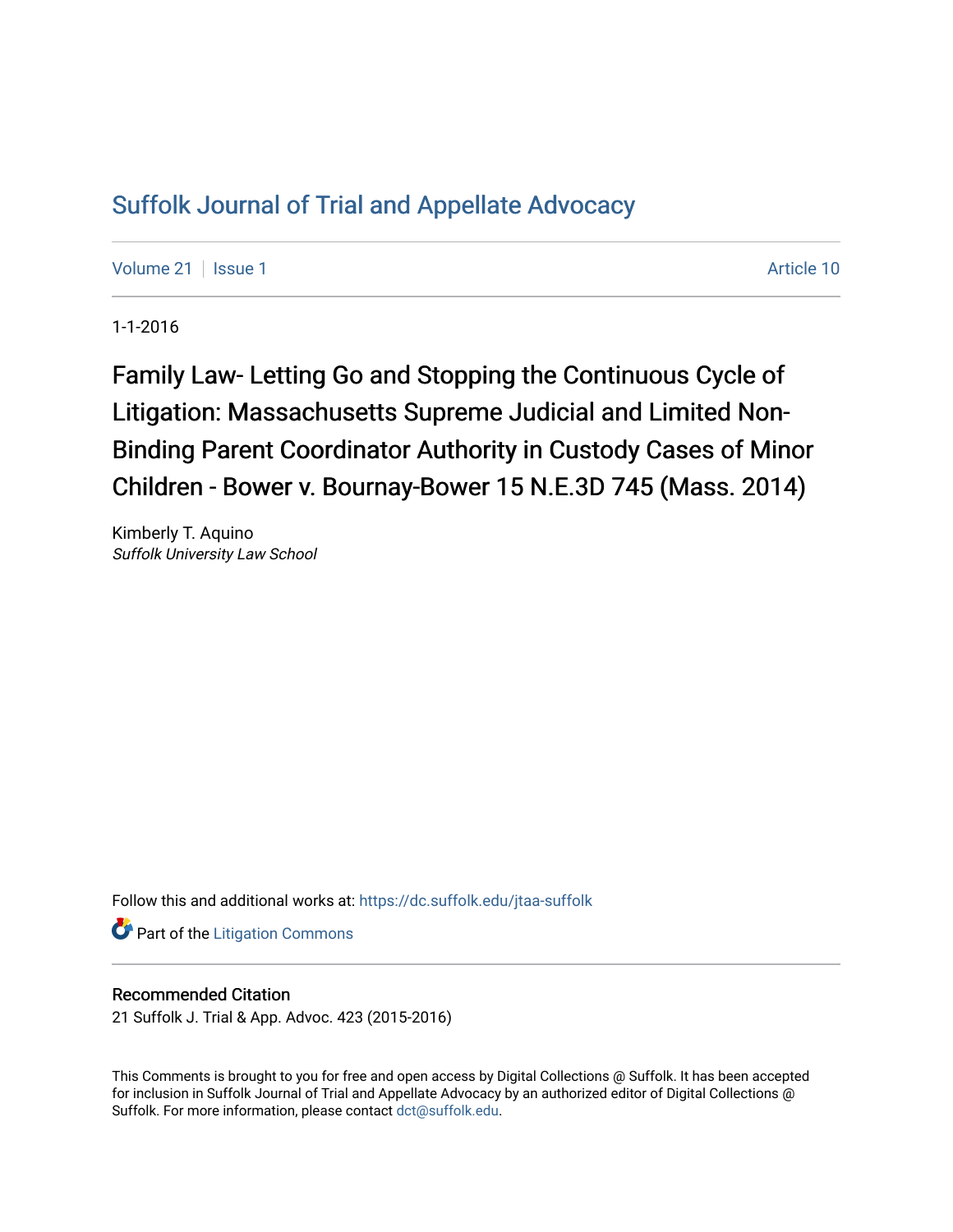# Suffolk Journal of Trial and Appellate Advocacy

Volume 21 | Issue 1 Article 10

1-1-2016

## Family Law- Letting Go and Stopping the Continuous Cycle of Litigation: Massachusetts Supreme Judicial and Limited Non-Binding Parent Coordinator Authority in Custody Cases of Minor Children - Bower v. Bournay-Bower 15 N.E.3D 745 (Mass. 2014)

Kimberly T. Aquino
*Suffolk University Law School*

Follow this and additional works at: https://dc.suffolk.edu/jtaa-suffolk

Part of the Litigation Commons

### Recommended Citation

21 Suffolk J. Trial & App. Advoc. 423 (2015-2016)

This Comments is brought to you for free and open access by Digital Collections @ Suffolk. It has been accepted for inclusion in Suffolk Journal of Trial and Appellate Advocacy by an authorized editor of Digital Collections @ Suffolk. For more information, please contact dct@suffolk.edu.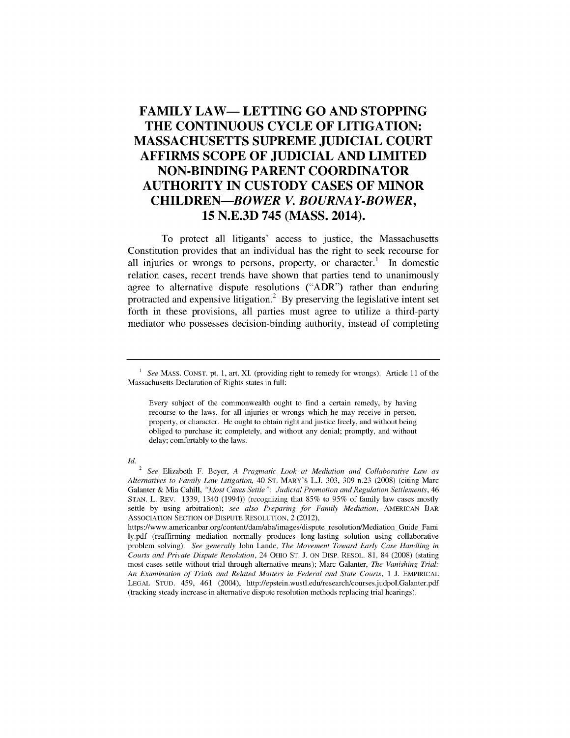# FAMILY LAW— LETTING GO AND STOPPING THE CONTINUOUS CYCLE OF LITIGATION: MASSACHUSETTS SUPREME JUDICIAL COURT AFFIRMS SCOPE OF JUDICIAL AND LIMITED NON-BINDING PARENT COORDINATOR AUTHORITY IN CUSTODY CASES OF MINOR CHILDREN—*BOWER V. BOURNAY-BOWER*, 15 N.E.3D 745 (MASS. 2014).

To protect all litigants' access to justice, the Massachusetts Constitution provides that an individual has the right to seek recourse for all injuries or wrongs to persons, property, or character.[1] In domestic relation cases, recent trends have shown that parties tend to unanimously agree to alternative dispute resolutions ("ADR") rather than enduring protracted and expensive litigation.[2] By preserving the legislative intent set forth in these provisions, all parties must agree to utilize a third-party mediator who possesses decision-binding authority, instead of completing

---

[1] *See* MASS. CONST. pt. 1, art. XI. (providing right to remedy for wrongs). Article 11 of the Massachusetts Declaration of Rights states in full:

> Every subject of the commonwealth ought to find a certain remedy, by having recourse to the laws, for all injuries or wrongs which he may receive in person, property, or character. He ought to obtain right and justice freely, and without being obliged to purchase it; completely, and without any denial; promptly, and without delay; comfortably to the laws.

*Id.*

[2] *See* Elizabeth F. Beyer, *A Pragmatic Look at Mediation and Collaborative Law as Alternatives to Family Law Litigation*, 40 ST. MARY'S L.J. 303, 309 n.23 (2008) (citing Marc Galanter & Mia Cahill, *"Most Cases Settle": Judicial Promotion and Regulation Settlements*, 46 STAN. L. REV. 1339, 1340 (1994)) (recognizing that 85% to 95% of family law cases mostly settle by using arbitration); *see also Preparing for Family Mediation*, AMERICAN BAR ASSOCIATION SECTION OF DISPUTE RESOLUTION, 2 (2012), https://www.americanbar.org/content/dam/aba/images/dispute_resolution/Mediation_Guide_Family.pdf (reaffirming mediation normally produces long-lasting solution using collaborative problem solving). *See generally* John Lande, *The Movement Toward Early Case Handling in Courts and Private Dispute Resolution*, 24 OHIO ST. J. ON DISP. RESOL. 81, 84 (2008) (stating most cases settle without trial through alternative means); Marc Galanter, *The Vanishing Trial: An Examination of Trials and Related Matters in Federal and State Courts*, 1 J. EMPIRICAL LEGAL STUD. 459, 461 (2004), http://epstein.wustl.edu/research/courses.judpol.Galanter.pdf (tracking steady increase in alternative dispute resolution methods replacing trial hearings).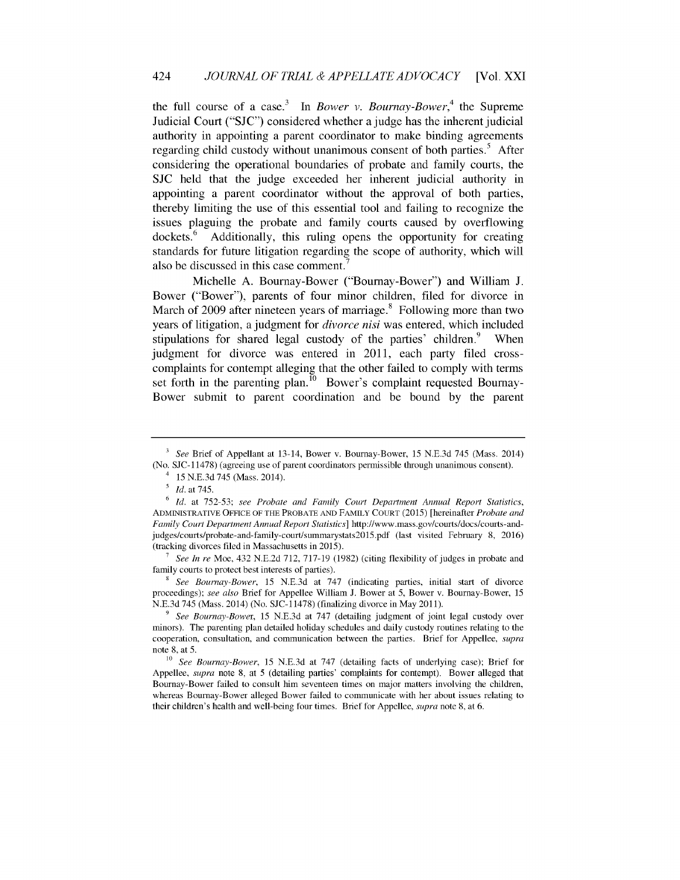the full course of a case.[3] In *Bower v. Bournay-Bower*,[4] the Supreme Judicial Court ("SJC") considered whether a judge has the inherent judicial authority in appointing a parent coordinator to make binding agreements regarding child custody without unanimous consent of both parties.[5] After considering the operational boundaries of probate and family courts, the SJC held that the judge exceeded her inherent judicial authority in appointing a parent coordinator without the approval of both parties, thereby limiting the use of this essential tool and failing to recognize the issues plaguing the probate and family courts caused by overflowing dockets.[6] Additionally, this ruling opens the opportunity for creating standards for future litigation regarding the scope of authority, which will also be discussed in this case comment.[7]

Michelle A. Bournay-Bower ("Bournay-Bower") and William J. Bower ("Bower"), parents of four minor children, filed for divorce in March of 2009 after nineteen years of marriage.[8] Following more than two years of litigation, a judgment for *divorce nisi* was entered, which included stipulations for shared legal custody of the parties' children.[9] When judgment for divorce was entered in 2011, each party filed cross-complaints for contempt alleging that the other failed to comply with terms set forth in the parenting plan.[10] Bower's complaint requested Bournay-Bower submit to parent coordination and be bound by the parent

---

[3] *See* Brief of Appellant at 13-14, Bower v. Bournay-Bower, 15 N.E.3d 745 (Mass. 2014) (No. SJC-11478) (agreeing use of parent coordinators permissible through unanimous consent).

[4] 15 N.E.3d 745 (Mass. 2014).

[5] *Id.* at 745.

[6] *Id.* at 752-53; *see Probate and Family Court Department Annual Report Statistics*, ADMINISTRATIVE OFFICE OF THE PROBATE AND FAMILY COURT (2015) [hereinafter *Probate and Family Court Department Annual Report Statistics*] http://www.mass.gov/courts/docs/courts-and-judges/courts/probate-and-family-court/summarystats2015.pdf (last visited February 8, 2016) (tracking divorces filed in Massachusetts in 2015).

[7] *See In re* Moe, 432 N.E.2d 712, 717-19 (1982) (citing flexibility of judges in probate and family courts to protect best interests of parties).

[8] *See Bournay-Bower*, 15 N.E.3d at 747 (indicating parties, initial start of divorce proceedings); *see also* Brief for Appellee William J. Bower at 5, Bower v. Bournay-Bower, 15 N.E.3d 745 (Mass. 2014) (No. SJC-11478) (finalizing divorce in May 2011).

[9] *See Bournay-Bower*, 15 N.E.3d at 747 (detailing judgment of joint legal custody over minors). The parenting plan detailed holiday schedules and daily custody routines relating to the cooperation, consultation, and communication between the parties. Brief for Appellee, *supra* note 8, at 5.

[10] *See Bournay-Bower*, 15 N.E.3d at 747 (detailing facts of underlying case); Brief for Appellee, *supra* note 8, at 5 (detailing parties' complaints for contempt). Bower alleged that Bournay-Bower failed to consult him seventeen times on major matters involving the children, whereas Bournay-Bower alleged Bower failed to communicate with her about issues relating to their children's health and well-being four times. Brief for Appellee, *supra* note 8, at 6.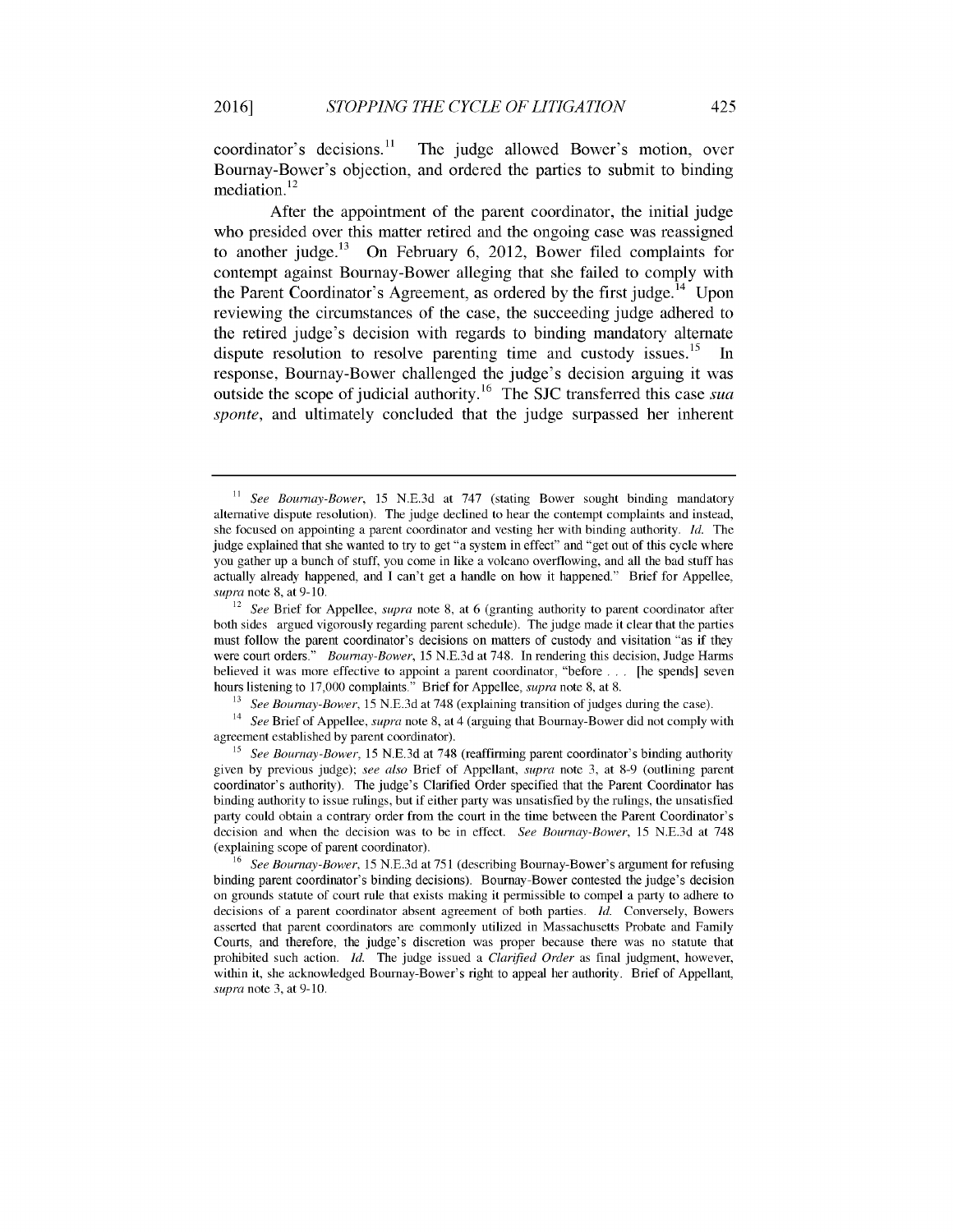coordinator's decisions.[11] The judge allowed Bower's motion, over Bournay-Bower's objection, and ordered the parties to submit to binding mediation.[12]

After the appointment of the parent coordinator, the initial judge who presided over this matter retired and the ongoing case was reassigned to another judge.[13] On February 6, 2012, Bower filed complaints for contempt against Bournay-Bower alleging that she failed to comply with the Parent Coordinator's Agreement, as ordered by the first judge.[14] Upon reviewing the circumstances of the case, the succeeding judge adhered to the retired judge's decision with regards to binding mandatory alternate dispute resolution to resolve parenting time and custody issues.[15] In response, Bournay-Bower challenged the judge's decision arguing it was outside the scope of judicial authority.[16] The SJC transferred this case *sua sponte*, and ultimately concluded that the judge surpassed her inherent

---

[11] *See Bournay-Bower*, 15 N.E.3d at 747 (stating Bower sought binding mandatory alternative dispute resolution). The judge declined to hear the contempt complaints and instead, she focused on appointing a parent coordinator and vesting her with binding authority. *Id.* The judge explained that she wanted to try to get "a system in effect" and "get out of this cycle where you gather up a bunch of stuff, you come in like a volcano overflowing, and all the bad stuff has actually already happened, and I can't get a handle on how it happened." Brief for Appellee, *supra* note 8, at 9-10.

[12] *See* Brief for Appellee, *supra* note 8, at 6 (granting authority to parent coordinator after both sides argued vigorously regarding parent schedule). The judge made it clear that the parties must follow the parent coordinator's decisions on matters of custody and visitation "as if they were court orders." *Bournay-Bower*, 15 N.E.3d at 748. In rendering this decision, Judge Harms believed it was more effective to appoint a parent coordinator, "before . . . [he spends] seven hours listening to 17,000 complaints." Brief for Appellee, *supra* note 8, at 8.

[13] *See Bournay-Bower*, 15 N.E.3d at 748 (explaining transition of judges during the case).

[14] *See* Brief of Appellee, *supra* note 8, at 4 (arguing that Bournay-Bower did not comply with agreement established by parent coordinator).

[15] *See Bournay-Bower*, 15 N.E.3d at 748 (reaffirming parent coordinator's binding authority given by previous judge); *see also* Brief of Appellant, *supra* note 3, at 8-9 (outlining parent coordinator's authority). The judge's Clarified Order specified that the Parent Coordinator has binding authority to issue rulings, but if either party was unsatisfied by the rulings, the unsatisfied party could obtain a contrary order from the court in the time between the Parent Coordinator's decision and when the decision was to be in effect. *See Bournay-Bower*, 15 N.E.3d at 748 (explaining scope of parent coordinator).

[16] *See Bournay-Bower*, 15 N.E.3d at 751 (describing Bournay-Bower's argument for refusing binding parent coordinator's binding decisions). Bournay-Bower contested the judge's decision on grounds statute of court rule that exists making it permissible to compel a party to adhere to decisions of a parent coordinator absent agreement of both parties. *Id.* Conversely, Bowers asserted that parent coordinators are commonly utilized in Massachusetts Probate and Family Courts, and therefore, the judge's discretion was proper because there was no statute that prohibited such action. *Id.* The judge issued a *Clarified Order* as final judgment, however, within it, she acknowledged Bournay-Bower's right to appeal her authority. Brief of Appellant, *supra* note 3, at 9-10.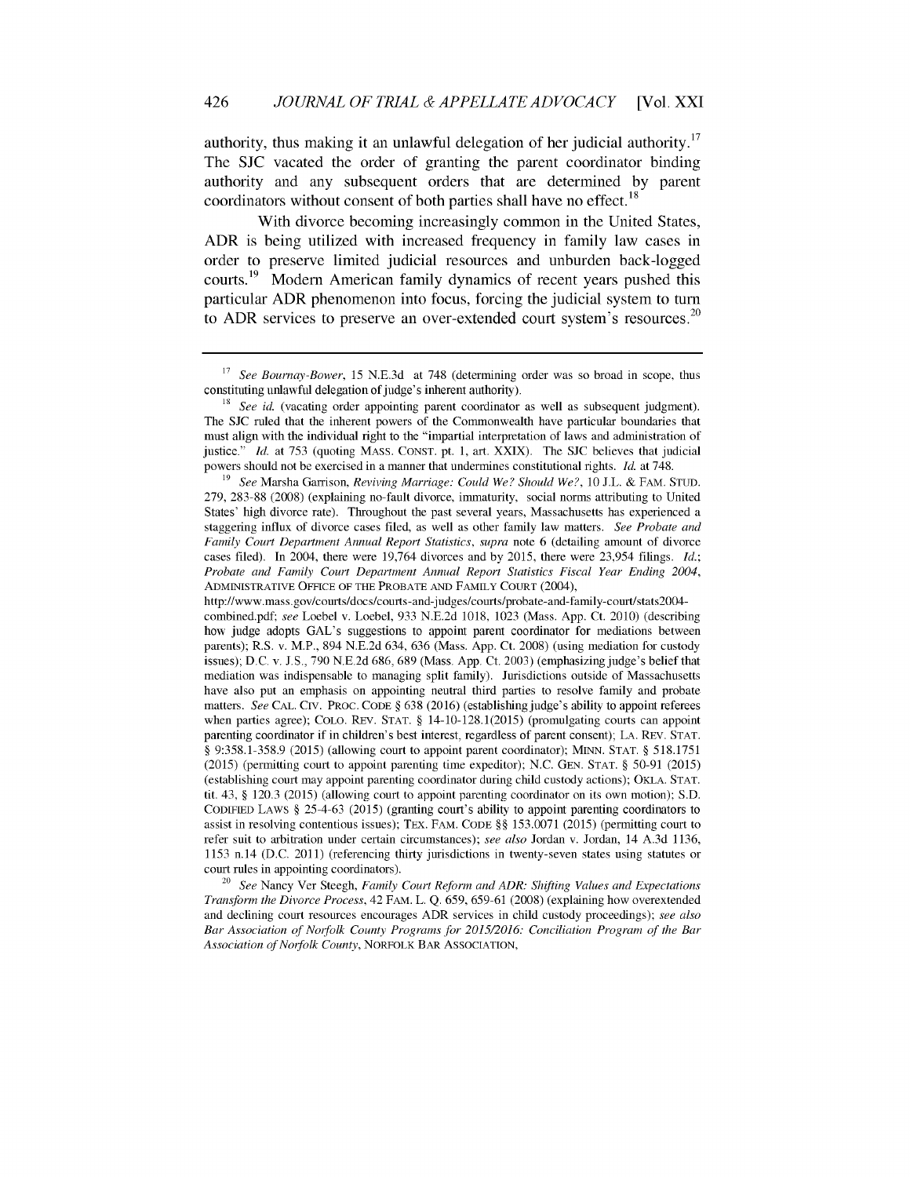authority, thus making it an unlawful delegation of her judicial authority.[17] The SJC vacated the order of granting the parent coordinator binding authority and any subsequent orders that are determined by parent coordinators without consent of both parties shall have no effect.[18]

With divorce becoming increasingly common in the United States, ADR is being utilized with increased frequency in family law cases in order to preserve limited judicial resources and unburden back-logged courts.[19] Modern American family dynamics of recent years pushed this particular ADR phenomenon into focus, forcing the judicial system to turn to ADR services to preserve an over-extended court system's resources.[20]

---

[17] *See Bournay-Bower*, 15 N.E.3d at 748 (determining order was so broad in scope, thus constituting unlawful delegation of judge's inherent authority).

[18] *See id.* (vacating order appointing parent coordinator as well as subsequent judgment). The SJC ruled that the inherent powers of the Commonwealth have particular boundaries that must align with the individual right to the "impartial interpretation of laws and administration of justice." *Id.* at 753 (quoting MASS. CONST. pt. 1, art. XXIX). The SJC believes that judicial powers should not be exercised in a manner that undermines constitutional rights. *Id.* at 748.

[19] *See* Marsha Garrison, *Reviving Marriage: Could We? Should We?*, 10 J.L. & FAM. STUD. 279, 283-88 (2008) (explaining no-fault divorce, immaturity, social norms attributing to United States' high divorce rate). Throughout the past several years, Massachusetts has experienced a staggering influx of divorce cases filed, as well as other family law matters. *See Probate and Family Court Department Annual Report Statistics*, *supra* note 6 (detailing amount of divorce cases filed). In 2004, there were 19,764 divorces and by 2015, there were 23,954 filings. *Id.*; *Probate and Family Court Department Annual Report Statistics Fiscal Year Ending 2004*, ADMINISTRATIVE OFFICE OF THE PROBATE AND FAMILY COURT (2004), http://www.mass.gov/courts/docs/courts-and-judges/courts/probate-and-family-court/stats2004-combined.pdf; *see* Loebel v. Loebel, 933 N.E.2d 1018, 1023 (Mass. App. Ct. 2010) (describing how judge adopts GAL's suggestions to appoint parent coordinator for mediations between parents); R.S. v. M.P., 894 N.E.2d 634, 636 (Mass. App. Ct. 2008) (using mediation for custody issues); D.C. v. J.S., 790 N.E.2d 686, 689 (Mass. App. Ct. 2003) (emphasizing judge's belief that mediation was indispensable to managing split family). Jurisdictions outside of Massachusetts have also put an emphasis on appointing neutral third parties to resolve family and probate matters. *See* CAL. CIV. PROC. CODE § 638 (2016) (establishing judge's ability to appoint referees when parties agree); COLO. REV. STAT. § 14-10-128.1(2015) (promulgating courts can appoint parenting coordinator if in children's best interest, regardless of parent consent); LA. REV. STAT. § 9:358.1-358.9 (2015) (allowing court to appoint parent coordinator); MINN. STAT. § 518.1751 (2015) (permitting court to appoint parenting time expeditor); N.C. GEN. STAT. § 50-91 (2015) (establishing court may appoint parenting coordinator during child custody actions); OKLA. STAT. tit. 43, § 120.3 (2015) (allowing court to appoint parenting coordinator on its own motion); S.D. CODIFIED LAWS § 25-4-63 (2015) (granting court's ability to appoint parenting coordinators to assist in resolving contentious issues); TEX. FAM. CODE §§ 153.0071 (2015) (permitting court to refer suit to arbitration under certain circumstances); *see also* Jordan v. Jordan, 14 A.3d 1136, 1153 n.14 (D.C. 2011) (referencing thirty jurisdictions in twenty-seven states using statutes or court rules in appointing coordinators).

[20] *See* Nancy Ver Steegh, *Family Court Reform and ADR: Shifting Values and Expectations Transform the Divorce Process*, 42 FAM. L. Q. 659, 659-61 (2008) (explaining how overextended and declining court resources encourages ADR services in child custody proceedings); *see also* *Bar Association of Norfolk County Programs for 2015/2016: Conciliation Program of the Bar Association of Norfolk County*, NORFOLK BAR ASSOCIATION,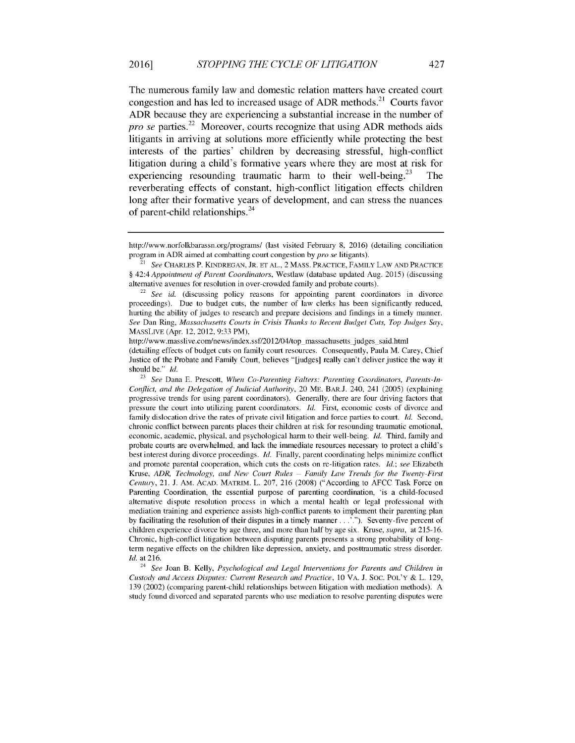The numerous family law and domestic relation matters have created court congestion and has led to increased usage of ADR methods.[21] Courts favor ADR because they are experiencing a substantial increase in the number of *pro se* parties.[22] Moreover, courts recognize that using ADR methods aids litigants in arriving at solutions more efficiently while protecting the best interests of the parties' children by decreasing stressful, high-conflict litigation during a child's formative years where they are most at risk for experiencing resounding traumatic harm to their well-being.[23] The reverberating effects of constant, high-conflict litigation effects children long after their formative years of development, and can stress the nuances of parent-child relationships.[24]

---

http://www.norfolkbarassn.org/programs/ (last visited February 8, 2016) (detailing conciliation program in ADR aimed at combatting court congestion by *pro se* litigants).

[21] *See* CHARLES P. KINDREGAN, JR. ET AL., 2 MASS. PRACTICE, FAMILY LAW AND PRACTICE § 42:4 *Appointment of Parent Coordinators*, Westlaw (database updated Aug. 2015) (discussing alternative avenues for resolution in over-crowded family and probate courts).

[22] *See id.* (discussing policy reasons for appointing parent coordinators in divorce proceedings). Due to budget cuts, the number of law clerks has been significantly reduced, hurting the ability of judges to research and prepare decisions and findings in a timely manner. *See* Dan Ring, *Massachusetts Courts in Crisis Thanks to Recent Budget Cuts, Top Judges Say*, MASSLIVE (Apr. 12, 2012, 9:33 PM), http://www.masslive.com/news/index.ssf/2012/04/top_massachusetts_judges_said.html (detailing effects of budget cuts on family court resources. Consequently, Paula M. Carey, Chief Justice of the Probate and Family Court, believes "[judges] really can't deliver justice the way it should be." *Id.*

[23] *See* Dana E. Prescott, *When Co-Parenting Falters: Parenting Coordinators, Parents-In-Conflict, and the Delegation of Judicial Authority*, 20 ME. BAR.J. 240, 241 (2005) (explaining progressive trends for using parent coordinators). Generally, there are four driving factors that pressure the court into utilizing parent coordinators. *Id.* First, economic costs of divorce and family dislocation drive the rates of private civil litigation and force parties to court. *Id.* Second, chronic conflict between parents places their children at risk for resounding traumatic emotional, economic, academic, physical, and psychological harm to their well-being. *Id.* Third, family and probate courts are overwhelmed, and lack the immediate resources necessary to protect a child's best interest during divorce proceedings. *Id.* Finally, parent coordinating helps minimize conflict and promote parental cooperation, which cuts the costs on re-litigation rates. *Id.*; *see* Elizabeth Kruse, *ADR, Technology, and New Court Rules – Family Law Trends for the Twenty-First Century*, 21. J. AM. ACAD. MATRIM. L. 207, 216 (2008) ("According to AFCC Task Force on Parenting Coordination, the essential purpose of parenting coordination, 'is a child-focused alternative dispute resolution process in which a mental health or legal professional with mediation training and experience assists high-conflict parents to implement their parenting plan by facilitating the resolution of their disputes in a timely manner . . . .'"). Seventy-five percent of children experience divorce by age three, and more than half by age six. Kruse, *supra*, at 215-16. Chronic, high-conflict litigation between disputing parents presents a strong probability of long-term negative effects on the children like depression, anxiety, and posttraumatic stress disorder. *Id.* at 216.

[24] *See* Joan B. Kelly, *Psychological and Legal Interventions for Parents and Children in Custody and Access Disputes: Current Research and Practice*, 10 VA. J. SOC. POL'Y & L. 129, 139 (2002) (comparing parent-child relationships between litigation with mediation methods). A study found divorced and separated parents who use mediation to resolve parenting disputes were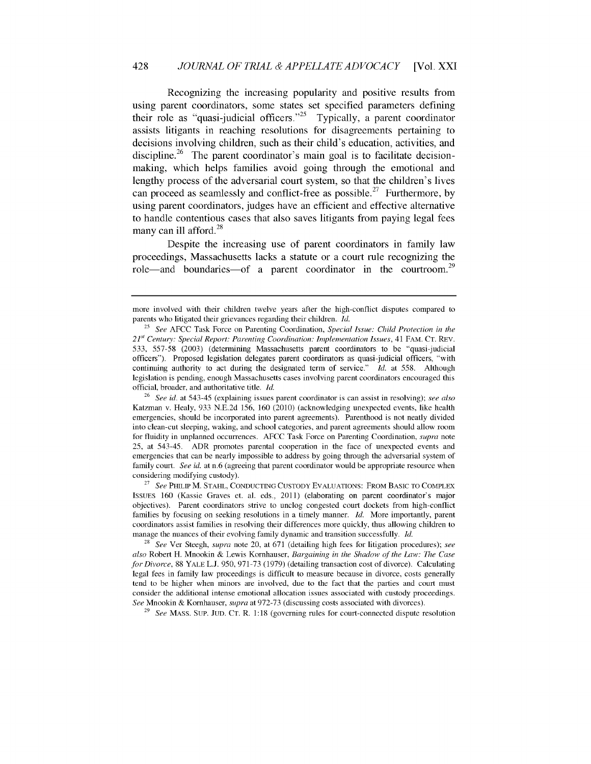Recognizing the increasing popularity and positive results from using parent coordinators, some states set specified parameters defining their role as "quasi-judicial officers."[25] Typically, a parent coordinator assists litigants in reaching resolutions for disagreements pertaining to decisions involving children, such as their child's education, activities, and discipline.[26] The parent coordinator's main goal is to facilitate decision-making, which helps families avoid going through the emotional and lengthy process of the adversarial court system, so that the children's lives can proceed as seamlessly and conflict-free as possible.[27] Furthermore, by using parent coordinators, judges have an efficient and effective alternative to handle contentious cases that also saves litigants from paying legal fees many can ill afford.[28]

Despite the increasing use of parent coordinators in family law proceedings, Massachusetts lacks a statute or a court rule recognizing the role—and boundaries—of a parent coordinator in the courtroom.[29]

---

more involved with their children twelve years after the high-conflict disputes compared to parents who litigated their grievances regarding their children. *Id.*

[25] *See* AFCC Task Force on Parenting Coordination, *Special Issue: Child Protection in the 21st Century: Special Report: Parenting Coordination: Implementation Issues*, 41 FAM. CT. REV. 533, 557-58 (2003) (determining Massachusetts parent coordinators to be "quasi-judicial officers"). Proposed legislation delegates parent coordinators as quasi-judicial officers, "with continuing authority to act during the designated term of service." *Id.* at 558. Although legislation is pending, enough Massachusetts cases involving parent coordinators encouraged this official, broader, and authoritative title. *Id.*

[26] *See id.* at 543-45 (explaining issues parent coordinator is can assist in resolving); *see also* Katzman v. Healy, 933 N.E.2d 156, 160 (2010) (acknowledging unexpected events, like health emergencies, should be incorporated into parent agreements). Parenthood is not neatly divided into clean-cut sleeping, waking, and school categories, and parent agreements should allow room for fluidity in unplanned occurrences. AFCC Task Force on Parenting Coordination, *supra* note 25, at 543-45. ADR promotes parental cooperation in the face of unexpected events and emergencies that can be nearly impossible to address by going through the adversarial system of family court. *See id.* at n.6 (agreeing that parent coordinator would be appropriate resource when considering modifying custody).

[27] *See* PHILIP M. STAHL, CONDUCTING CUSTODY EVALUATIONS: FROM BASIC TO COMPLEX ISSUES 160 (Kassie Graves et. al. eds., 2011) (elaborating on parent coordinator's major objectives). Parent coordinators strive to unclog congested court dockets from high-conflict families by focusing on seeking resolutions in a timely manner. *Id.* More importantly, parent coordinators assist families in resolving their differences more quickly, thus allowing children to manage the nuances of their evolving family dynamic and transition successfully. *Id.*

[28] *See* Ver Steegh, *supra* note 20, at 671 (detailing high fees for litigation procedures); *see also* Robert H. Mnookin & Lewis Kornhauser, *Bargaining in the Shadow of the Law: The Case for Divorce*, 88 YALE L.J. 950, 971-73 (1979) (detailing transaction cost of divorce). Calculating legal fees in family law proceedings is difficult to measure because in divorce, costs generally tend to be higher when minors are involved, due to the fact that the parties and court must consider the additional intense emotional allocation issues associated with custody proceedings. *See* Mnookin & Kornhauser, *supra* at 972-73 (discussing costs associated with divorces).

[29] *See* MASS. SUP. JUD. CT. R. 1:18 (governing rules for court-connected dispute resolution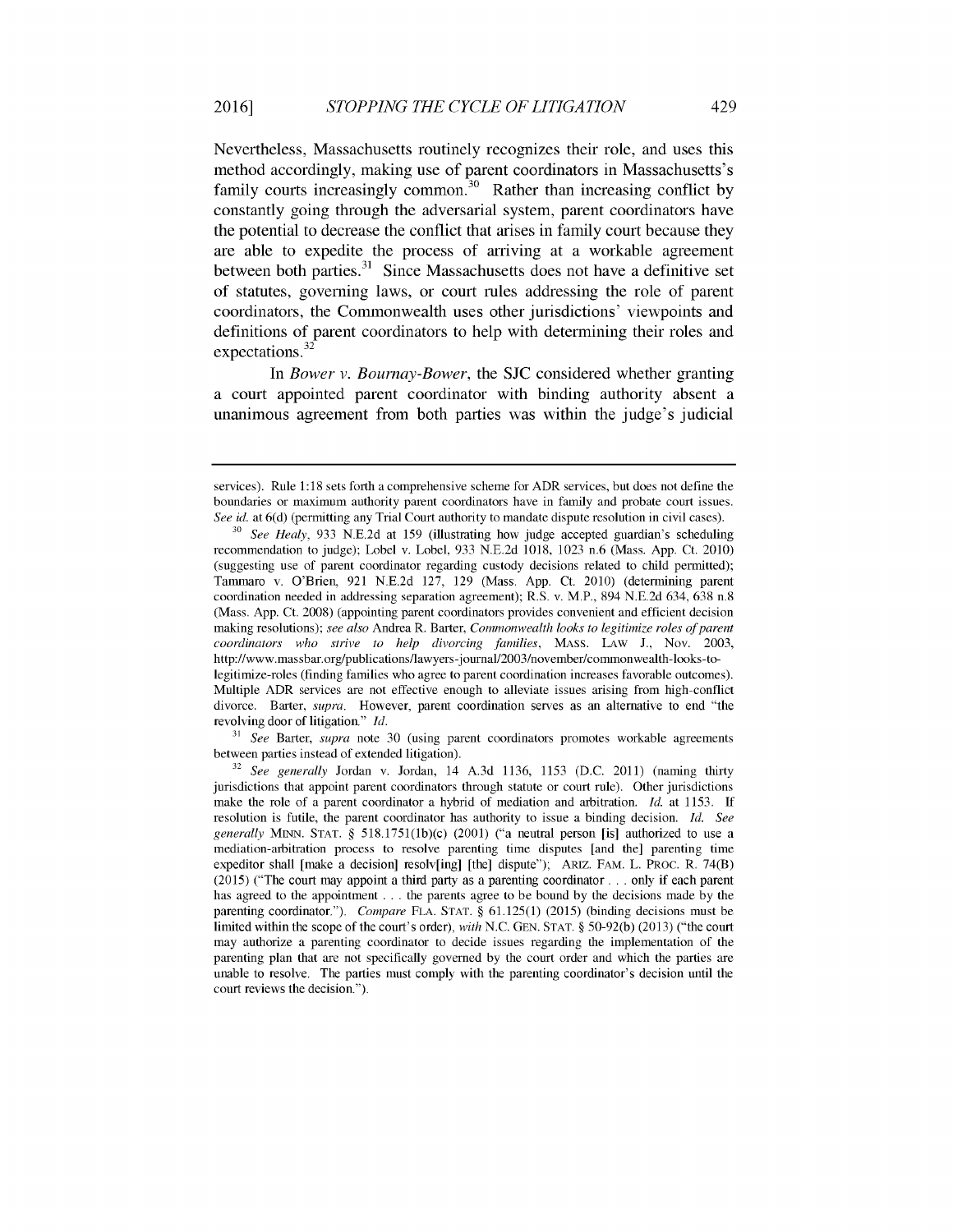Nevertheless, Massachusetts routinely recognizes their role, and uses this method accordingly, making use of parent coordinators in Massachusetts's family courts increasingly common.[30] Rather than increasing conflict by constantly going through the adversarial system, parent coordinators have the potential to decrease the conflict that arises in family court because they are able to expedite the process of arriving at a workable agreement between both parties.[31] Since Massachusetts does not have a definitive set of statutes, governing laws, or court rules addressing the role of parent coordinators, the Commonwealth uses other jurisdictions' viewpoints and definitions of parent coordinators to help with determining their roles and expectations.[32]

In *Bower v. Bournay-Bower*, the SJC considered whether granting a court appointed parent coordinator with binding authority absent a unanimous agreement from both parties was within the judge's judicial

---

services). Rule 1:18 sets forth a comprehensive scheme for ADR services, but does not define the boundaries or maximum authority parent coordinators have in family and probate court issues. *See id.* at 6(d) (permitting any Trial Court authority to mandate dispute resolution in civil cases).

[30] *See Healy*, 933 N.E.2d at 159 (illustrating how judge accepted guardian's scheduling recommendation to judge); Lobel v. Lobel, 933 N.E.2d 1018, 1023 n.6 (Mass. App. Ct. 2010) (suggesting use of parent coordinator regarding custody decisions related to child permitted); Tammaro v. O'Brien, 921 N.E.2d 127, 129 (Mass. App. Ct. 2010) (determining parent coordination needed in addressing separation agreement); R.S. v. M.P., 894 N.E.2d 634, 638 n.8 (Mass. App. Ct. 2008) (appointing parent coordinators provides convenient and efficient decision making resolutions); *see also* Andrea R. Barter, *Commonwealth looks to legitimize roles of parent coordinators who strive to help divorcing families*, MASS. LAW J., Nov. 2003, http://www.massbar.org/publications/lawyers-journal/2003/november/commonwealth-looks-to-legitimize-roles (finding families who agree to parent coordination increases favorable outcomes). Multiple ADR services are not effective enough to alleviate issues arising from high-conflict divorce. Barter, *supra*. However, parent coordination serves as an alternative to end "the revolving door of litigation." *Id.*

[31] *See* Barter, *supra* note 30 (using parent coordinators promotes workable agreements between parties instead of extended litigation).

[32] *See generally* Jordan v. Jordan, 14 A.3d 1136, 1153 (D.C. 2011) (naming thirty jurisdictions that appoint parent coordinators through statute or court rule). Other jurisdictions make the role of a parent coordinator a hybrid of mediation and arbitration. *Id.* at 1153. If resolution is futile, the parent coordinator has authority to issue a binding decision. *Id. See generally* MINN. STAT. § 518.1751(1b)(c) (2001) ("a neutral person [is] authorized to use a mediation-arbitration process to resolve parenting time disputes [and the] parenting time expeditor shall [make a decision] resolv[ing] [the] dispute"); ARIZ. FAM. L. PROC. R. 74(B) (2015) ("The court may appoint a third party as a parenting coordinator . . . only if each parent has agreed to the appointment . . . the parents agree to be bound by the decisions made by the parenting coordinator."). *Compare* FLA. STAT. § 61.125(1) (2015) (binding decisions must be limited within the scope of the court's order), *with* N.C. GEN. STAT. § 50-92(b) (2013) ("the court may authorize a parenting coordinator to decide issues regarding the implementation of the parenting plan that are not specifically governed by the court order and which the parties are unable to resolve. The parties must comply with the parenting coordinator's decision until the court reviews the decision.").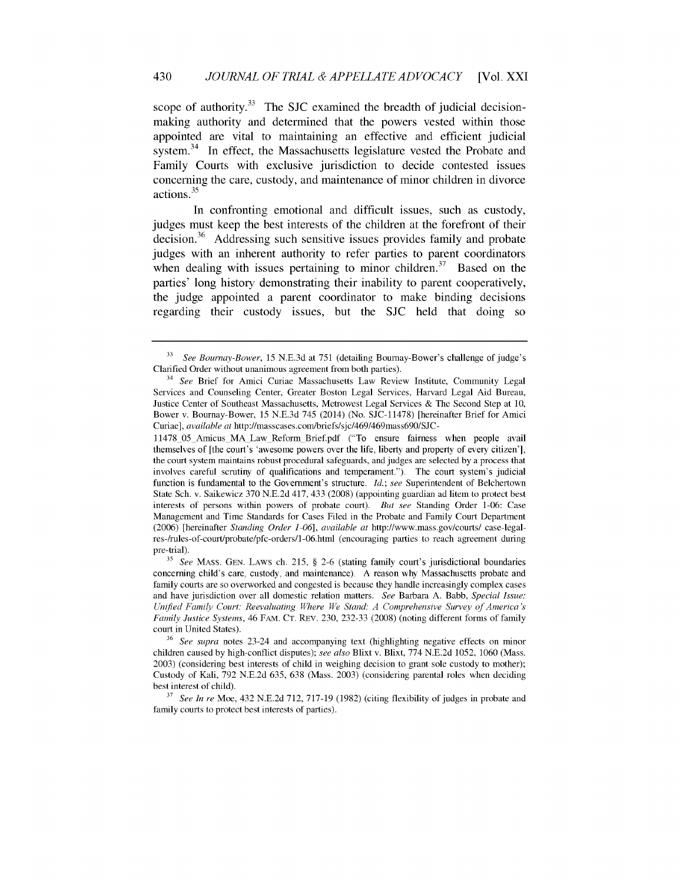scope of authority.[33] The SJC examined the breadth of judicial decision-making authority and determined that the powers vested within those appointed are vital to maintaining an effective and efficient judicial system.[34] In effect, the Massachusetts legislature vested the Probate and Family Courts with exclusive jurisdiction to decide contested issues concerning the care, custody, and maintenance of minor children in divorce actions.[35]

In confronting emotional and difficult issues, such as custody, judges must keep the best interests of the children at the forefront of their decision.[36] Addressing such sensitive issues provides family and probate judges with an inherent authority to refer parties to parent coordinators when dealing with issues pertaining to minor children.[37] Based on the parties' long history demonstrating their inability to parent cooperatively, the judge appointed a parent coordinator to make binding decisions regarding their custody issues, but the SJC held that doing so

---

[33] *See Bournay-Bower*, 15 N.E.3d at 751 (detailing Bournay-Bower's challenge of judge's Clarified Order without unanimous agreement from both parties).

[34] *See* Brief for Amici Curiae Massachusetts Law Review Institute, Community Legal Services and Counseling Center, Greater Boston Legal Services, Harvard Legal Aid Bureau, Justice Center of Southeast Massachusetts, Metrowest Legal Services & The Second Step at 10, Bower v. Bournay-Bower, 15 N.E.3d 745 (2014) (No. SJC-11478) [hereinafter Brief for Amici Curiae], *available at* http://masscases.com/briefs/sjc/469/469mass690/SJC-11478_05_Amicus_MA_Law_Reform_Brief.pdf ("To ensure fairness when people avail themselves of [the court's 'awesome powers over the life, liberty and property of every citizen'], the court system maintains robust procedural safeguards, and judges are selected by a process that involves careful scrutiny of qualifications and temperament."). The court system's judicial function is fundamental to the Government's structure. *Id.*; *see* Superintendent of Belchertown State Sch. v. Saikewicz 370 N.E.2d 417, 433 (2008) (appointing guardian ad litem to protect best interests of persons within powers of probate court). *But see* Standing Order 1-06: Case Management and Time Standards for Cases Filed in the Probate and Family Court Department (2006) [hereinafter *Standing Order 1-06*], *available at* http://www.mass.gov/courts/ case-legal-res-/rules-of-court/probate/pfc-orders/1-06.html (encouraging parties to reach agreement during pre-trial).

[35] *See* MASS. GEN. LAWS ch. 215, § 2-6 (stating family court's jurisdictional boundaries concerning child's care, custody, and maintenance). A reason why Massachusetts probate and family courts are so overworked and congested is because they handle increasingly complex cases and have jurisdiction over all domestic relation matters. *See* Barbara A. Babb, *Special Issue: Unified Family Court: Reevaluating Where We Stand: A Comprehensive Survey of America's Family Justice Systems*, 46 FAM. CT. REV. 230, 232-33 (2008) (noting different forms of family court in United States).

[36] *See supra* notes 23-24 and accompanying text (highlighting negative effects on minor children caused by high-conflict disputes); *see also* Blixt v. Blixt, 774 N.E.2d 1052, 1060 (Mass. 2003) (considering best interests of child in weighing decision to grant sole custody to mother); Custody of Kali, 792 N.E.2d 635, 638 (Mass. 2003) (considering parental roles when deciding best interest of child).

[37] *See In re* Moe, 432 N.E.2d 712, 717-19 (1982) (citing flexibility of judges in probate and family courts to protect best interests of parties).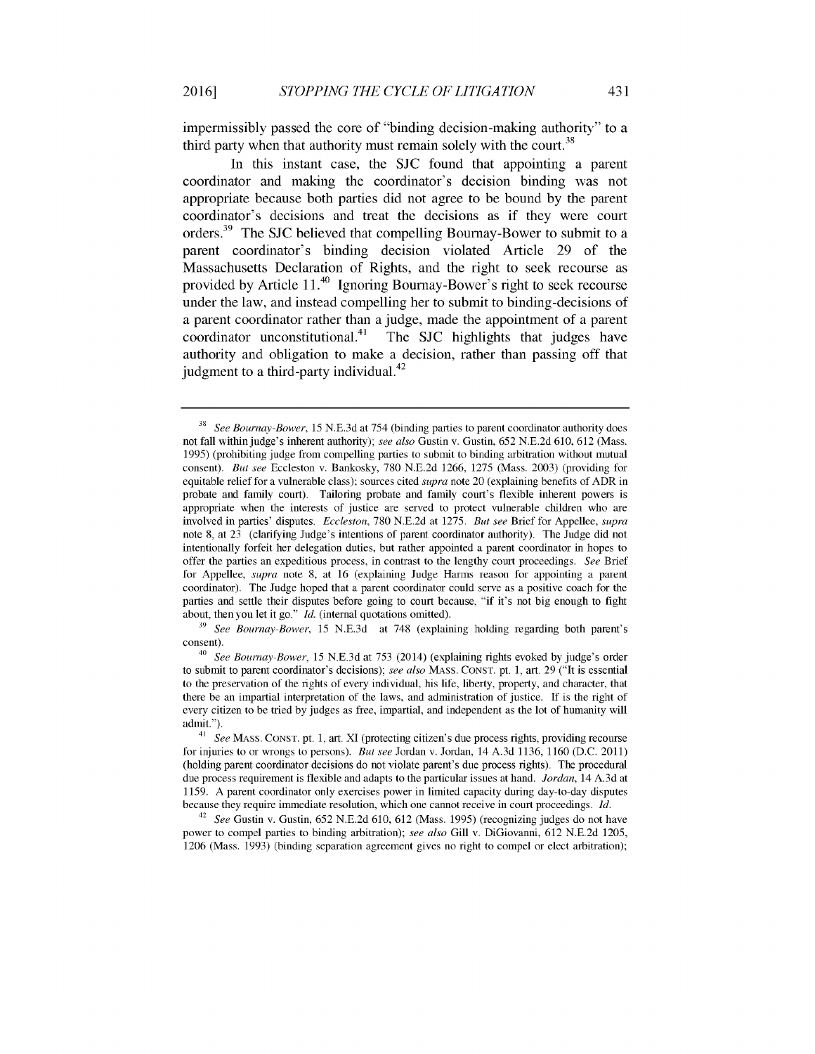impermissibly passed the core of "binding decision-making authority" to a third party when that authority must remain solely with the court.[38]

In this instant case, the SJC found that appointing a parent coordinator and making the coordinator's decision binding was not appropriate because both parties did not agree to be bound by the parent coordinator's decisions and treat the decisions as if they were court orders.[39] The SJC believed that compelling Bournay-Bower to submit to a parent coordinator's binding decision violated Article 29 of the Massachusetts Declaration of Rights, and the right to seek recourse as provided by Article 11.[40] Ignoring Bournay-Bower's right to seek recourse under the law, and instead compelling her to submit to binding-decisions of a parent coordinator rather than a judge, made the appointment of a parent coordinator unconstitutional.[41] The SJC highlights that judges have authority and obligation to make a decision, rather than passing off that judgment to a third-party individual.[42]

---

[38] *See Bournay-Bower*, 15 N.E.3d at 754 (binding parties to parent coordinator authority does not fall within judge's inherent authority); *see also* Gustin v. Gustin, 652 N.E.2d 610, 612 (Mass. 1995) (prohibiting judge from compelling parties to submit to binding arbitration without mutual consent). *But see* Eccleston v. Bankosky, 780 N.E.2d 1266, 1275 (Mass. 2003) (providing for equitable relief for a vulnerable class); sources cited *supra* note 20 (explaining benefits of ADR in probate and family court). Tailoring probate and family court's flexible inherent powers is appropriate when the interests of justice are served to protect vulnerable children who are involved in parties' disputes. *Eccleston*, 780 N.E.2d at 1275. *But see* Brief for Appellee, *supra* note 8, at 23 (clarifying Judge's intentions of parent coordinator authority). The Judge did not intentionally forfeit her delegation duties, but rather appointed a parent coordinator in hopes to offer the parties an expeditious process, in contrast to the lengthy court proceedings. *See* Brief for Appellee, *supra* note 8, at 16 (explaining Judge Harms reason for appointing a parent coordinator). The Judge hoped that a parent coordinator could serve as a positive coach for the parties and settle their disputes before going to court because, "if it's not big enough to fight about, then you let it go." *Id.* (internal quotations omitted).

[39] *See Bournay-Bower*, 15 N.E.3d at 748 (explaining holding regarding both parent's consent).

[40] *See Bournay-Bower*, 15 N.E.3d at 753 (2014) (explaining rights evoked by judge's order to submit to parent coordinator's decisions); *see also* MASS. CONST. pt. 1, art. 29 ("It is essential to the preservation of the rights of every individual, his life, liberty, property, and character, that there be an impartial interpretation of the laws, and administration of justice. If is the right of every citizen to be tried by judges as free, impartial, and independent as the lot of humanity will admit.").

[41] *See* MASS. CONST. pt. 1, art. XI (protecting citizen's due process rights, providing recourse for injuries to or wrongs to persons). *But see* Jordan v. Jordan, 14 A.3d 1136, 1160 (D.C. 2011) (holding parent coordinator decisions do not violate parent's due process rights). The procedural due process requirement is flexible and adapts to the particular issues at hand. *Jordan*, 14 A.3d at 1159. A parent coordinator only exercises power in limited capacity during day-to-day disputes because they require immediate resolution, which one cannot receive in court proceedings. *Id.*

[42] *See* Gustin v. Gustin, 652 N.E.2d 610, 612 (Mass. 1995) (recognizing judges do not have power to compel parties to binding arbitration); *see also* Gill v. DiGiovanni, 612 N.E.2d 1205, 1206 (Mass. 1993) (binding separation agreement gives no right to compel or elect arbitration);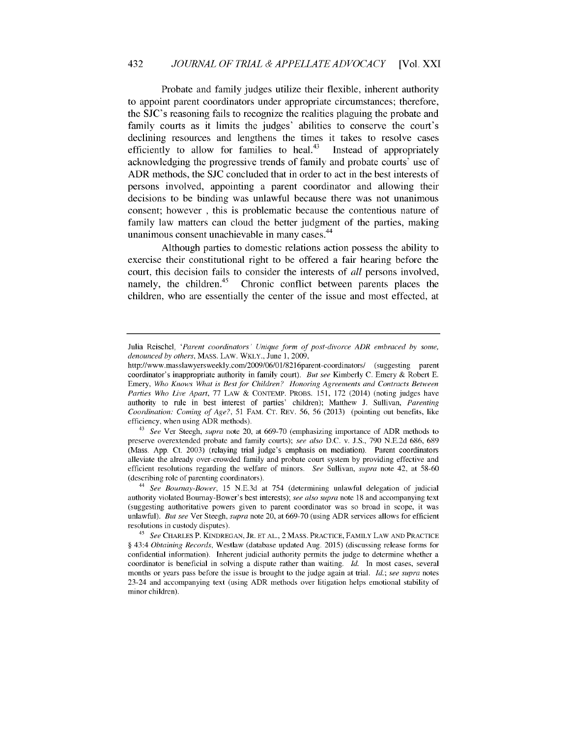Probate and family judges utilize their flexible, inherent authority to appoint parent coordinators under appropriate circumstances; therefore, the SJC's reasoning fails to recognize the realities plaguing the probate and family courts as it limits the judges' abilities to conserve the court's declining resources and lengthens the times it takes to resolve cases efficiently to allow for families to heal.[43] Instead of appropriately acknowledging the progressive trends of family and probate courts' use of ADR methods, the SJC concluded that in order to act in the best interests of persons involved, appointing a parent coordinator and allowing their decisions to be binding was unlawful because there was not unanimous consent; however , this is problematic because the contentious nature of family law matters can cloud the better judgment of the parties, making unanimous consent unachievable in many cases.[44]

Although parties to domestic relations action possess the ability to exercise their constitutional right to be offered a fair hearing before the court, this decision fails to consider the interests of *all* persons involved, namely, the children.[45] Chronic conflict between parents places the children, who are essentially the center of the issue and most effected, at

---

Julia Reischel, '*Parent coordinators' Unique form of post-divorce ADR embraced by some, denounced by others*, MASS. LAW. WKLY., June 1, 2009, http://www.masslawyersweekly.com/2009/06/01/8216parent-coordinators/ (suggesting parent coordinator's inappropriate authority in family court). *But see* Kimberly C. Emery & Robert E. Emery, *Who Knows What is Best for Children? Honoring Agreements and Contracts Between Parties Who Live Apart*, 77 LAW & CONTEMP. PROBS. 151, 172 (2014) (noting judges have authority to rule in best interest of parties' children); Matthew J. Sullivan, *Parenting Coordination: Coming of Age?*, 51 FAM. CT. REV. 56, 56 (2013) (pointing out benefits, like efficiency, when using ADR methods).

[43] *See* Ver Steegh, *supra* note 20, at 669-70 (emphasizing importance of ADR methods to preserve overextended probate and family courts); *see also* D.C. v. J.S., 790 N.E.2d 686, 689 (Mass. App. Ct. 2003) (relaying trial judge's emphasis on mediation). Parent coordinators alleviate the already over-crowded family and probate court system by providing effective and efficient resolutions regarding the welfare of minors. *See* Sullivan, *supra* note 42, at 58-60 (describing role of parenting coordinators).

[44] *See Bournay-Bower*, 15 N.E.3d at 754 (determining unlawful delegation of judicial authority violated Bournay-Bower's best interests); *see also supra* note 18 and accompanying text (suggesting authoritative powers given to parent coordinator was so broad in scope, it was unlawful). *But see* Ver Steegh, *supra* note 20, at 669-70 (using ADR services allows for efficient resolutions in custody disputes).

[45] *See* CHARLES P. KINDREGAN, JR. ET AL., 2 MASS. PRACTICE, FAMILY LAW AND PRACTICE § 43:4 *Obtaining Records*, Westlaw (database updated Aug. 2015) (discussing release forms for confidential information). Inherent judicial authority permits the judge to determine whether a coordinator is beneficial in solving a dispute rather than waiting. *Id.* In most cases, several months or years pass before the issue is brought to the judge again at trial. *Id.*; *see supra* notes 23-24 and accompanying text (using ADR methods over litigation helps emotional stability of minor children).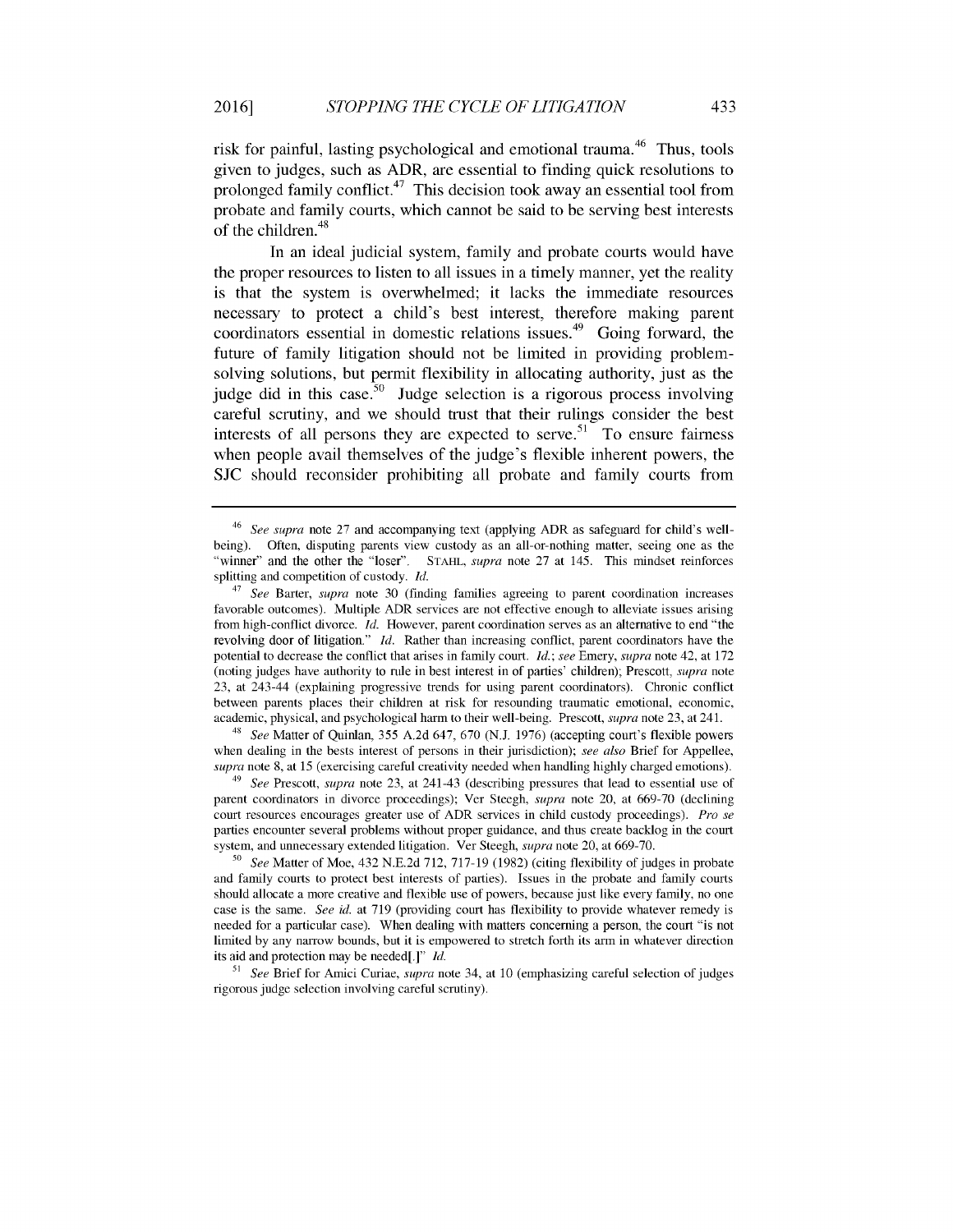risk for painful, lasting psychological and emotional trauma.[46] Thus, tools given to judges, such as ADR, are essential to finding quick resolutions to prolonged family conflict.[47] This decision took away an essential tool from probate and family courts, which cannot be said to be serving best interests of the children.[48]

In an ideal judicial system, family and probate courts would have the proper resources to listen to all issues in a timely manner, yet the reality is that the system is overwhelmed; it lacks the immediate resources necessary to protect a child's best interest, therefore making parent coordinators essential in domestic relations issues.[49] Going forward, the future of family litigation should not be limited in providing problem-solving solutions, but permit flexibility in allocating authority, just as the judge did in this case.[50] Judge selection is a rigorous process involving careful scrutiny, and we should trust that their rulings consider the best interests of all persons they are expected to serve.[51] To ensure fairness when people avail themselves of the judge's flexible inherent powers, the SJC should reconsider prohibiting all probate and family courts from

---

[46] *See supra* note 27 and accompanying text (applying ADR as safeguard for child's well-being). Often, disputing parents view custody as an all-or-nothing matter, seeing one as the "winner" and the other the "loser". STAHL, *supra* note 27 at 145. This mindset reinforces splitting and competition of custody. *Id.*

[47] *See* Barter, *supra* note 30 (finding families agreeing to parent coordination increases favorable outcomes). Multiple ADR services are not effective enough to alleviate issues arising from high-conflict divorce. *Id.* However, parent coordination serves as an alternative to end "the revolving door of litigation." *Id.* Rather than increasing conflict, parent coordinators have the potential to decrease the conflict that arises in family court. *Id.*; *see* Emery, *supra* note 42, at 172 (noting judges have authority to rule in best interest in of parties' children); Prescott, *supra* note 23, at 243-44 (explaining progressive trends for using parent coordinators). Chronic conflict between parents places their children at risk for resounding traumatic emotional, economic, academic, physical, and psychological harm to their well-being. Prescott, *supra* note 23, at 241.

[48] *See* Matter of Quinlan, 355 A.2d 647, 670 (N.J. 1976) (accepting court's flexible powers when dealing in the bests interest of persons in their jurisdiction); *see also* Brief for Appellee, *supra* note 8, at 15 (exercising careful creativity needed when handling highly charged emotions).

[49] *See* Prescott, *supra* note 23, at 241-43 (describing pressures that lead to essential use of parent coordinators in divorce proceedings); Ver Steegh, *supra* note 20, at 669-70 (declining court resources encourages greater use of ADR services in child custody proceedings). *Pro se* parties encounter several problems without proper guidance, and thus create backlog in the court system, and unnecessary extended litigation. Ver Steegh, *supra* note 20, at 669-70.

[50] *See* Matter of Moe, 432 N.E.2d 712, 717-19 (1982) (citing flexibility of judges in probate and family courts to protect best interests of parties). Issues in the probate and family courts should allocate a more creative and flexible use of powers, because just like every family, no one case is the same. *See id.* at 719 (providing court has flexibility to provide whatever remedy is needed for a particular case). When dealing with matters concerning a person, the court "is not limited by any narrow bounds, but it is empowered to stretch forth its arm in whatever direction its aid and protection may be needed[.]" *Id.*

[51] *See* Brief for Amici Curiae, *supra* note 34, at 10 (emphasizing careful selection of judges rigorous judge selection involving careful scrutiny).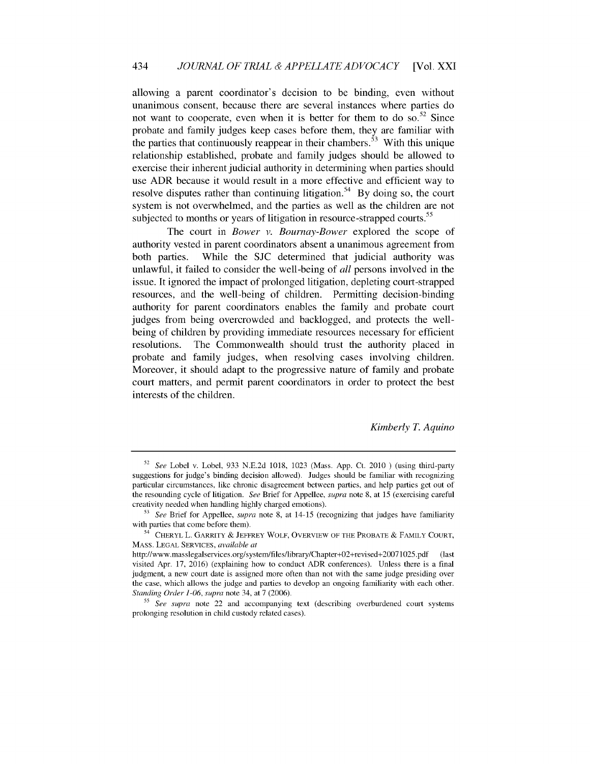allowing a parent coordinator's decision to be binding, even without unanimous consent, because there are several instances where parties do not want to cooperate, even when it is better for them to do so.[52] Since probate and family judges keep cases before them, they are familiar with the parties that continuously reappear in their chambers.[53] With this unique relationship established, probate and family judges should be allowed to exercise their inherent judicial authority in determining when parties should use ADR because it would result in a more effective and efficient way to resolve disputes rather than continuing litigation.[54] By doing so, the court system is not overwhelmed, and the parties as well as the children are not subjected to months or years of litigation in resource-strapped courts.[55]

The court in *Bower v. Bournay-Bower* explored the scope of authority vested in parent coordinators absent a unanimous agreement from both parties. While the SJC determined that judicial authority was unlawful, it failed to consider the well-being of *all* persons involved in the issue. It ignored the impact of prolonged litigation, depleting court-strapped resources, and the well-being of children. Permitting decision-binding authority for parent coordinators enables the family and probate court judges from being overcrowded and backlogged, and protects the well-being of children by providing immediate resources necessary for efficient resolutions. The Commonwealth should trust the authority placed in probate and family judges, when resolving cases involving children. Moreover, it should adapt to the progressive nature of family and probate court matters, and permit parent coordinators in order to protect the best interests of the children.

*Kimberly T. Aquino*

---

[52] *See* Lobel v. Lobel, 933 N.E.2d 1018, 1023 (Mass. App. Ct. 2010 ) (using third-party suggestions for judge's binding decision allowed). Judges should be familiar with recognizing particular circumstances, like chronic disagreement between parties, and help parties get out of the resounding cycle of litigation. *See* Brief for Appellee, *supra* note 8, at 15 (exercising careful creativity needed when handling highly charged emotions).

[53] *See* Brief for Appellee, *supra* note 8, at 14-15 (recognizing that judges have familiarity with parties that come before them).

[54] CHERYL L. GARRITY & JEFFREY WOLF, OVERVIEW OF THE PROBATE & FAMILY COURT, MASS. LEGAL SERVICES, *available at* http://www.masslegalservices.org/system/files/library/Chapter+02+revised+20071025.pdf (last visited Apr. 17, 2016) (explaining how to conduct ADR conferences). Unless there is a final judgment, a new court date is assigned more often than not with the same judge presiding over the case, which allows the judge and parties to develop an ongoing familiarity with each other. *Standing Order 1-06*, *supra* note 34, at 7 (2006).

[55] *See supra* note 22 and accompanying text (describing overburdened court systems prolonging resolution in child custody related cases).